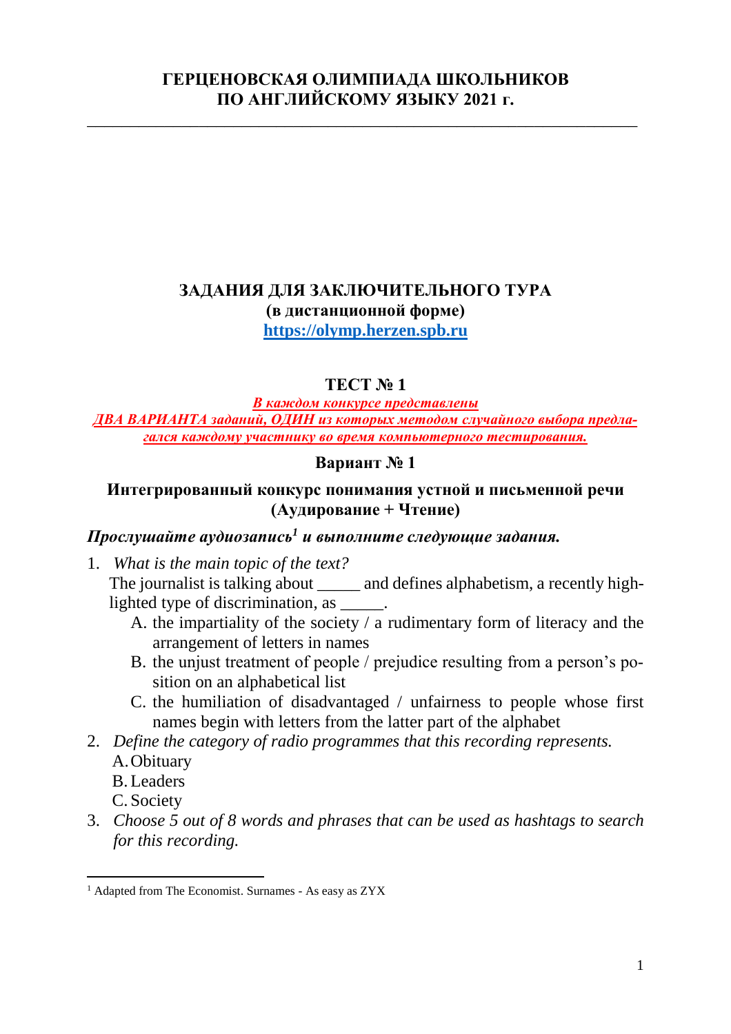# ГЕРЦЕНОВСКАЯ ОЛИМПИАДА ШКОЛЬНИКОВ ПО АНГЛИЙСКОМУ ЯЗЫКУ 2021 г.

---

## ЗАДАНИЯ ДЛЯ ЗАКЛЮЧИТЕЛЬНОГО ТУРА

**(в дистанционной форме)**

**[https://olymp.herzen.spb.ru](https://olymp.herzen.spb.ru)**

### ТЕСТ № 1

***В каждом конкурсе представлены ДВА ВАРИАНТА заданий, ОДИН из которых методом случайного выбора предлагался каждому участнику во время компьютерного тестирования.***

### Вариант № 1

### Интегрированный конкурс понимания устной и письменной речи (Аудирование + Чтение)

***Прослушайте аудиозапись[1] и выполните следующие задания.***

1. *What is the main topic of the text?*
   The journalist is talking about _____ and defines alphabetism, a recently highlighted type of discrimination, as _____.
   - A. the impartiality of the society / a rudimentary form of literacy and the arrangement of letters in names
   - B. the unjust treatment of people / prejudice resulting from a person's position on an alphabetical list
   - C. the humiliation of disadvantaged / unfairness to people whose first names begin with letters from the latter part of the alphabet
2. *Define the category of radio programmes that this recording represents.*
   - A. Obituary
   - B. Leaders
   - C. Society
3. *Choose 5 out of 8 words and phrases that can be used as hashtags to search for this recording.*

---

[1] Adapted from The Economist. Surnames - As easy as ZYX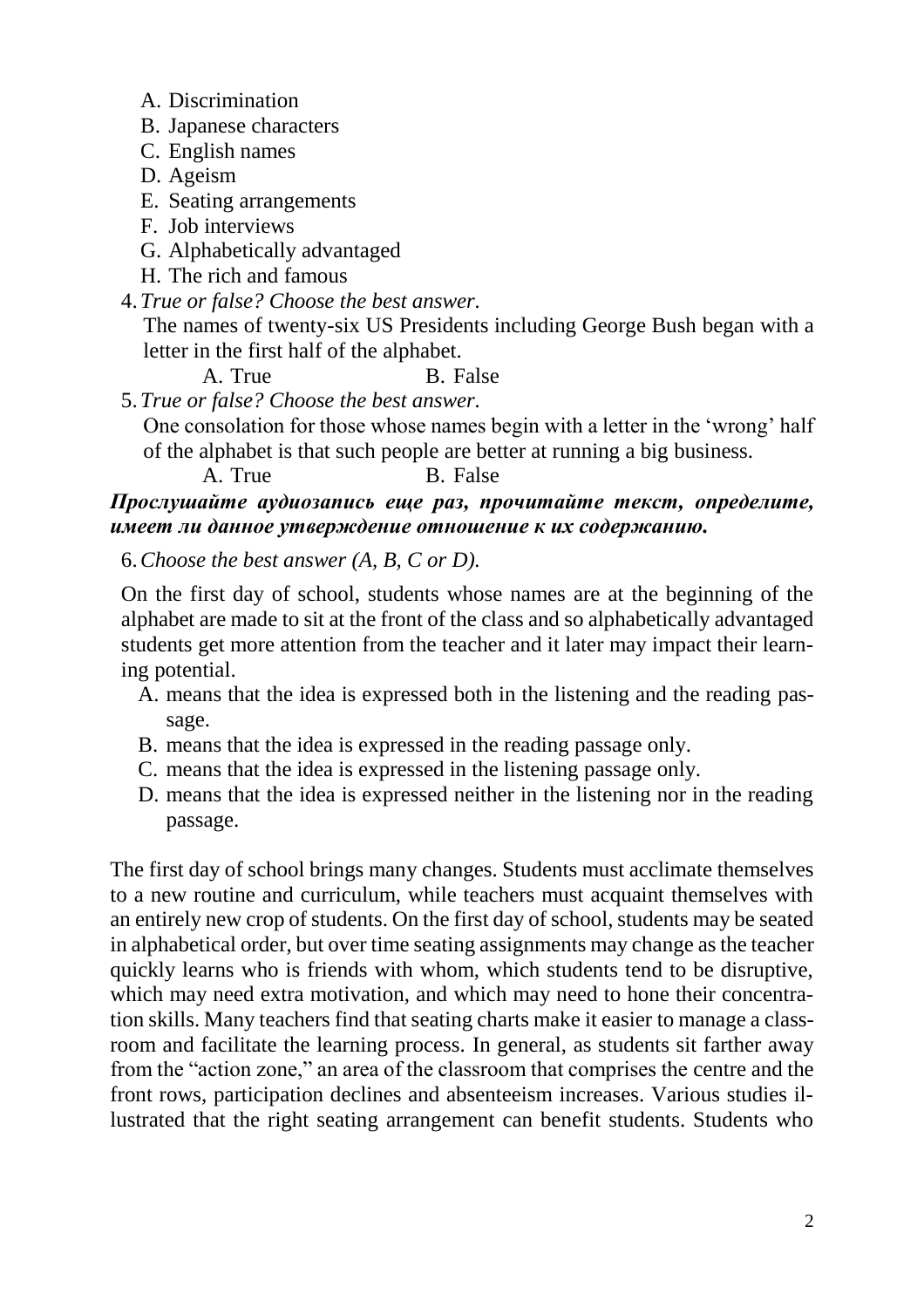A. Discrimination
B. Japanese characters
C. English names
D. Ageism
E. Seating arrangements
F. Job interviews
G. Alphabetically advantaged
H. The rich and famous

4. *True or false? Choose the best answer.*
The names of twenty-six US Presidents including George Bush began with a letter in the first half of the alphabet.
A. True B. False

5. *True or false? Choose the best answer.*
One consolation for those whose names begin with a letter in the 'wrong' half of the alphabet is that such people are better at running a big business.
A. True B. False

***Прослушайте аудиозапись еще раз, прочитайте текст, определите, имеет ли данное утверждение отношение к их содержанию.***

6. *Choose the best answer (A, B, C or D).*

On the first day of school, students whose names are at the beginning of the alphabet are made to sit at the front of the class and so alphabetically advantaged students get more attention from the teacher and it later may impact their learning potential.

A. means that the idea is expressed both in the listening and the reading passage.
B. means that the idea is expressed in the reading passage only.
C. means that the idea is expressed in the listening passage only.
D. means that the idea is expressed neither in the listening nor in the reading passage.

The first day of school brings many changes. Students must acclimate themselves to a new routine and curriculum, while teachers must acquaint themselves with an entirely new crop of students. On the first day of school, students may be seated in alphabetical order, but over time seating assignments may change as the teacher quickly learns who is friends with whom, which students tend to be disruptive, which may need extra motivation, and which may need to hone their concentration skills. Many teachers find that seating charts make it easier to manage a classroom and facilitate the learning process. In general, as students sit farther away from the "action zone," an area of the classroom that comprises the centre and the front rows, participation declines and absenteeism increases. Various studies illustrated that the right seating arrangement can benefit students. Students who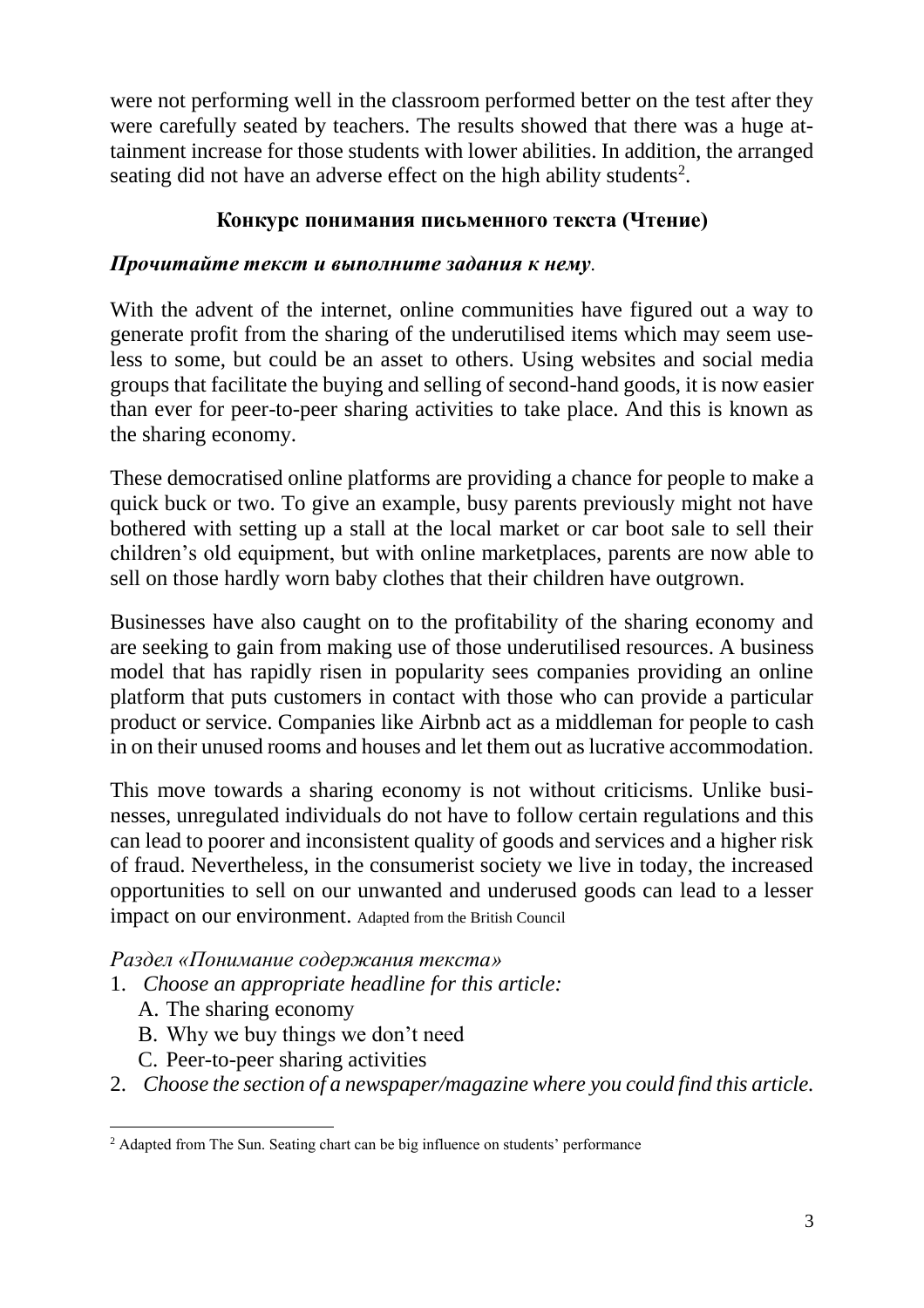were not performing well in the classroom performed better on the test after they were carefully seated by teachers. The results showed that there was a huge attainment increase for those students with lower abilities. In addition, the arranged seating did not have an adverse effect on the high ability students[2].

### Конкурс понимания письменного текста (Чтение)

***Прочитайте текст и выполните задания к нему.***

With the advent of the internet, online communities have figured out a way to generate profit from the sharing of the underutilised items which may seem useless to some, but could be an asset to others. Using websites and social media groups that facilitate the buying and selling of second-hand goods, it is now easier than ever for peer-to-peer sharing activities to take place. And this is known as the sharing economy.

These democratised online platforms are providing a chance for people to make a quick buck or two. To give an example, busy parents previously might not have bothered with setting up a stall at the local market or car boot sale to sell their children's old equipment, but with online marketplaces, parents are now able to sell on those hardly worn baby clothes that their children have outgrown.

Businesses have also caught on to the profitability of the sharing economy and are seeking to gain from making use of those underutilised resources. A business model that has rapidly risen in popularity sees companies providing an online platform that puts customers in contact with those who can provide a particular product or service. Companies like Airbnb act as a middleman for people to cash in on their unused rooms and houses and let them out as lucrative accommodation.

This move towards a sharing economy is not without criticisms. Unlike businesses, unregulated individuals do not have to follow certain regulations and this can lead to poorer and inconsistent quality of goods and services and a higher risk of fraud. Nevertheless, in the consumerist society we live in today, the increased opportunities to sell on our unwanted and underused goods can lead to a lesser impact on our environment. Adapted from the British Council

*Раздел «Понимание содержания текста»*

1. *Choose an appropriate headline for this article:*
   A. The sharing economy
   B. Why we buy things we don't need
   C. Peer-to-peer sharing activities
2. *Choose the section of a newspaper/magazine where you could find this article.*

---

[2] Adapted from The Sun. Seating chart can be big influence on students' performance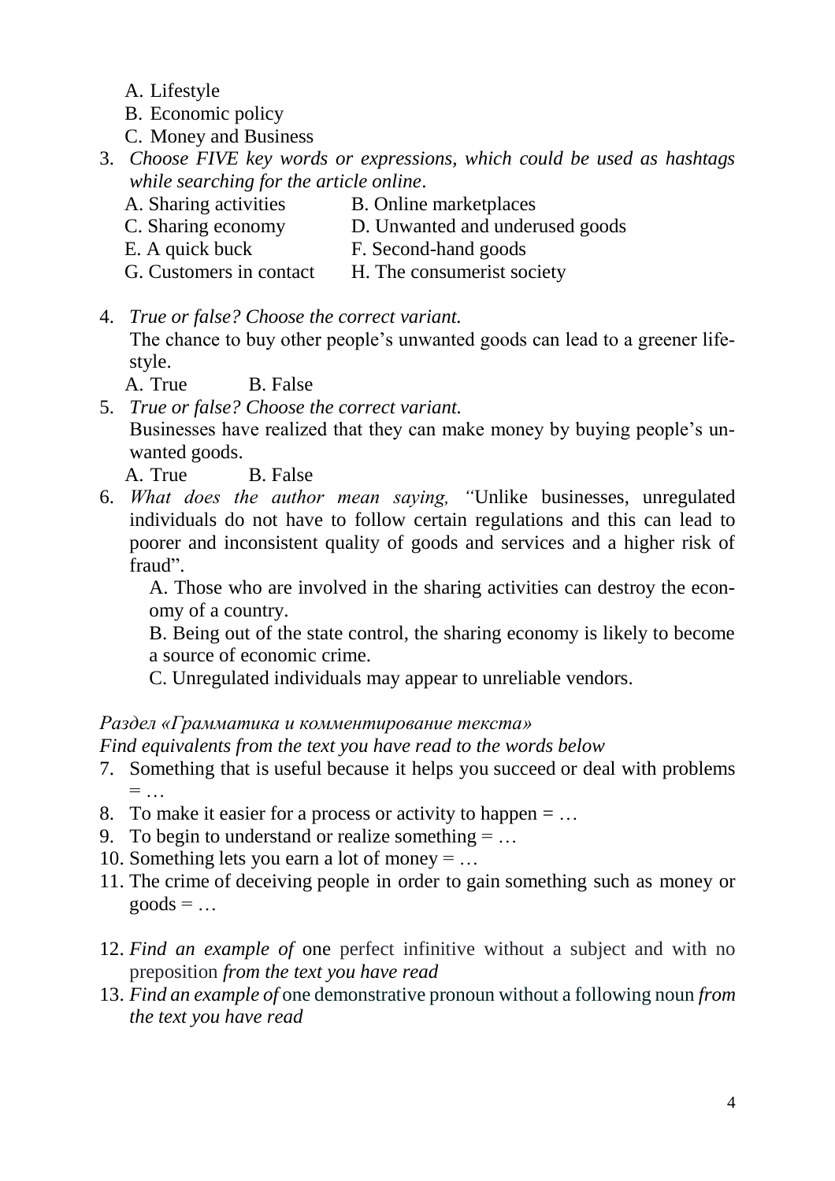A. Lifestyle
B. Economic policy
C. Money and Business

3. *Choose FIVE key words or expressions, which could be used as hashtags while searching for the article online*.

| | |
|---|---|
| A. Sharing activities | B. Online marketplaces |
| C. Sharing economy | D. Unwanted and underused goods |
| E. A quick buck | F. Second-hand goods |
| G. Customers in contact | H. The consumerist society |

4. *True or false? Choose the correct variant.*
   The chance to buy other people's unwanted goods can lead to a greener life-style.
   A. True  B. False
5. *True or false? Choose the correct variant.*
   Businesses have realized that they can make money by buying people's unwanted goods.
   A. True  B. False
6. *What does the author mean saying, "*Unlike businesses, unregulated individuals do not have to follow certain regulations and this can lead to poorer and inconsistent quality of goods and services and a higher risk of fraud".
   A. Those who are involved in the sharing activities can destroy the economy of a country.
   B. Being out of the state control, the sharing economy is likely to become a source of economic crime.
   C. Unregulated individuals may appear to unreliable vendors.

*Раздел «Грамматика и комментирование текста»*

*Find equivalents from the text you have read to the words below*

7. Something that is useful because it helps you succeed or deal with problems = …
8. To make it easier for a process or activity to happen = …
9. To begin to understand or realize something = …
10. Something lets you earn a lot of money = …
11. The crime of deceiving people in order to gain something such as money or goods = …

12. *Find an example of* one perfect infinitive without a subject and with no preposition *from the text you have read*
13. *Find an example of* one demonstrative pronoun without a following noun *from the text you have read*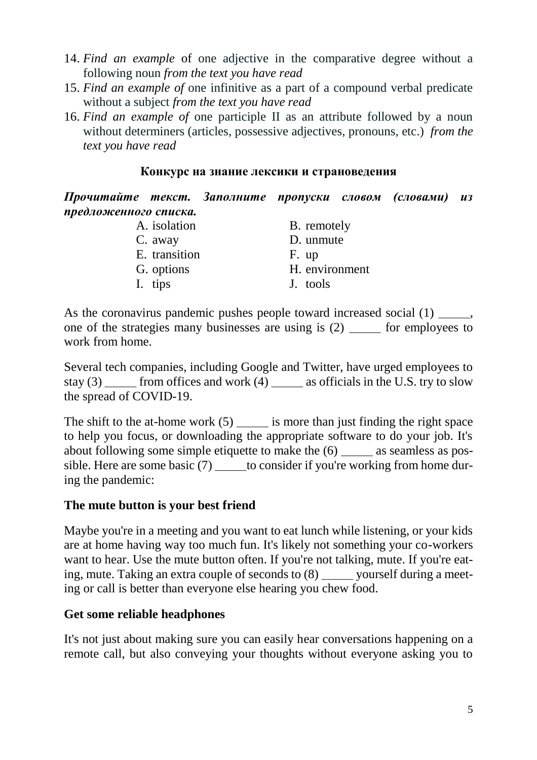14. *Find an example* of one adjective in the comparative degree without a following noun *from the text you have read*
15. *Find an example of* one infinitive as a part of a compound verbal predicate without a subject *from the text you have read*
16. *Find an example of* one participle II as an attribute followed by a noun without determiners (articles, possessive adjectives, pronouns, etc.) *from the text you have read*

### Конкурс на знание лексики и страноведения

***Прочитайте текст. Заполните пропуски словом (словами) из предложенного списка.***

A. isolation
B. remotely
C. away
D. unmute
E. transition
F. up
G. options
H. environment
I. tips
J. tools

As the coronavirus pandemic pushes people toward increased social (1) _____, one of the strategies many businesses are using is (2) _____ for employees to work from home.

Several tech companies, including Google and Twitter, have urged employees to stay (3) _____ from offices and work (4) _____ as officials in the U.S. try to slow the spread of COVID-19.

The shift to the at-home work (5) _____ is more than just finding the right space to help you focus, or downloading the appropriate software to do your job. It's about following some simple etiquette to make the (6) _____ as seamless as possible. Here are some basic (7) _____to consider if you're working from home during the pandemic:

**The mute button is your best friend**

Maybe you're in a meeting and you want to eat lunch while listening, or your kids are at home having way too much fun. It's likely not something your co-workers want to hear. Use the mute button often. If you're not talking, mute. If you're eating, mute. Taking an extra couple of seconds to (8) _____ yourself during a meeting or call is better than everyone else hearing you chew food.

**Get some reliable headphones**

It's not just about making sure you can easily hear conversations happening on a remote call, but also conveying your thoughts without everyone asking you to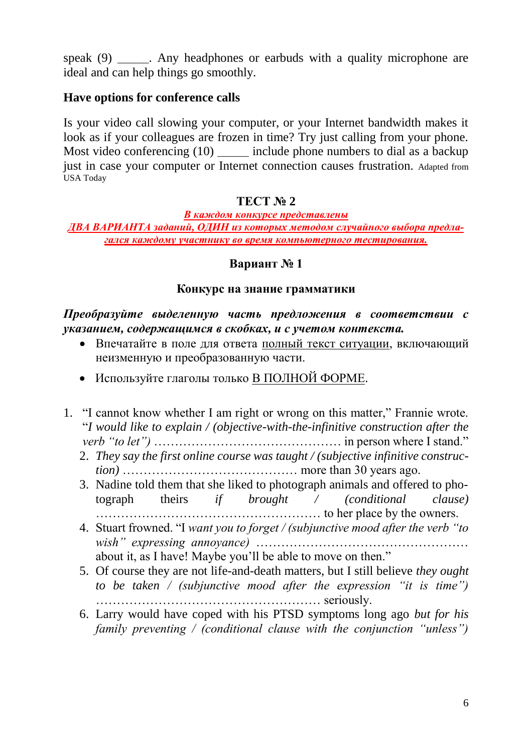speak (9) _____. Any headphones or earbuds with a quality microphone are ideal and can help things go smoothly.

**Have options for conference calls**

Is your video call slowing your computer, or your Internet bandwidth makes it look as if your colleagues are frozen in time? Try just calling from your phone. Most video conferencing (10) _____ include phone numbers to dial as a backup just in case your computer or Internet connection causes frustration. Adapted from USA Today

## ТЕСТ № 2

***В каждом конкурсе представлены ДВА ВАРИАНТА заданий, ОДИН из которых методом случайного выбора предлагался каждому участнику во время компьютерного тестирования.***

### Вариант № 1

### Конкурс на знание грамматики

***Преобразуйте выделенную часть предложения в соответствии с указанием, содержащимся в скобках, и с учетом контекста.***

- Впечатайте в поле для ответа полный текст ситуации, включающий неизменную и преобразованную части.
- Используйте глаголы только В ПОЛНОЙ ФОРМЕ.

1. "I cannot know whether I am right or wrong on this matter," Frannie wrote. "*I would like to explain / (objective-with-the-infinitive construction after the verb "to let")* ……………………………………… in person where I stand."
2. *They say the first online course was taught / (subjective infinitive construction)* …………………………………… more than 30 years ago.
3. Nadine told them that she liked to photograph animals and offered to photograph theirs *if brought / (conditional clause)* ……………………………………………… to her place by the owners.
4. Stuart frowned. "I *want you to forget / (subjunctive mood after the verb "to wish" expressing annoyance)* …………………………………………… about it, as I have! Maybe you'll be able to move on then."
5. Of course they are not life-and-death matters, but I still believe *they ought to be taken / (subjunctive mood after the expression "it is time")* ……………………………………………… seriously.
6. Larry would have coped with his PTSD symptoms long ago *but for his family preventing / (conditional clause with the conjunction "unless")*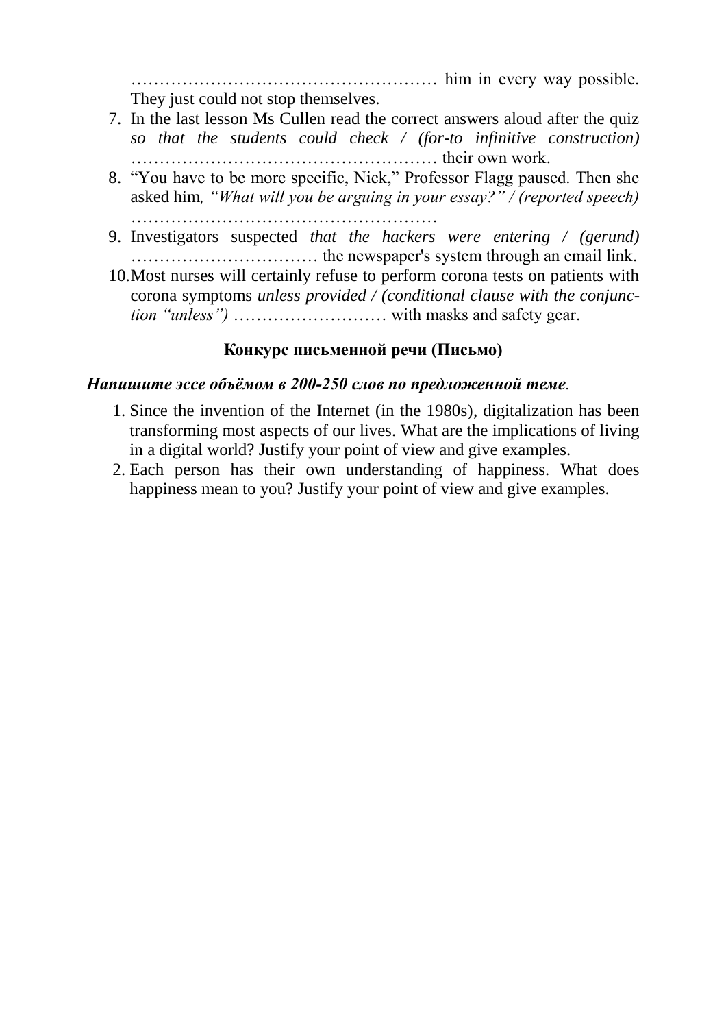……………………………………………… him in every way possible. They just could not stop themselves.

7. In the last lesson Ms Cullen read the correct answers aloud after the quiz *so that the students could check / (for-to infinitive construction)* ……………………………………………… their own work.
8. “You have to be more specific, Nick,” Professor Flagg paused. Then she asked him*, “What will you be arguing in your essay?” / (reported speech)* ………………………………………………
9. Investigators suspected *that the hackers were entering / (gerund)* …………………………… the newspaper's system through an email link.
10. Most nurses will certainly refuse to perform corona tests on patients with corona symptoms *unless provided / (conditional clause with the conjunction “unless”)* ……………………… with masks and safety gear.

**Конкурс письменной речи (Письмо)**

***Напишите эссе объёмом в 200-250 слов по предложенной теме.***

1. Since the invention of the Internet (in the 1980s), digitalization has been transforming most aspects of our lives. What are the implications of living in a digital world? Justify your point of view and give examples.
2. Each person has their own understanding of happiness. What does happiness mean to you? Justify your point of view and give examples.